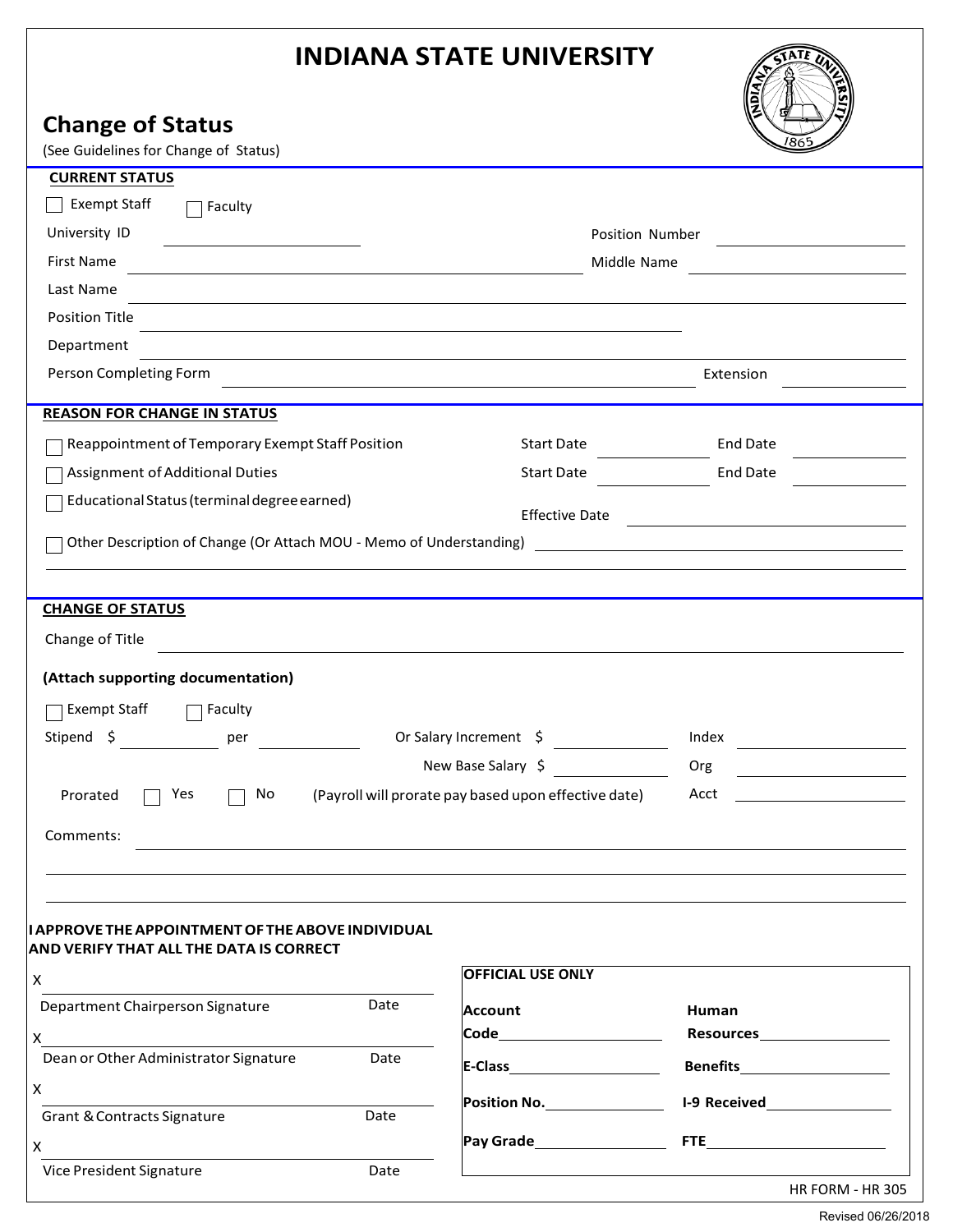# INDIANA STATE UNIVERSITY

## Change of Status

(See Guidelines for Change of Status)

**CURRENT STATUS**

☐ Exempt Staff ☐ Faculty

University ID ____________________ Position Number ____________________

First Name ____________________ Middle Name ____________________

Last Name ____________________

Position Title ____________________

Department ____________________

Person Completing Form ____________________ Extension ____________________

**REASON FOR CHANGE IN STATUS**

☐ Reappointment of Temporary Exempt Staff Position Start Date __________ End Date __________

☐ Assignment of Additional Duties Start Date __________ End Date __________

☐ Educational Status (terminal degree earned) Effective Date ____________________

☐ Other Description of Change (Or Attach MOU - Memo of Understanding) ____________________

**CHANGE OF STATUS**

Change of Title ____________________

**(Attach supporting documentation)**

☐ Exempt Staff ☐ Faculty

Stipend $ __________ per __________ Or Salary Increment $ __________ Index __________

New Base Salary $ __________ Org __________

Prorated ☐ Yes ☐ No (Payroll will prorate pay based upon effective date) Acct __________

Comments: ____________________

**I APPROVE THE APPOINTMENT OF THE ABOVE INDIVIDUAL AND VERIFY THAT ALL THE DATA IS CORRECT**

X ____________________
Department Chairperson Signature Date

X ____________________
Dean or Other Administrator Signature Date

X ____________________
Grant & Contracts Signature Date

X ____________________
Vice President Signature Date

**OFFICIAL USE ONLY**

| | |
|---|---|
| **Account Code** __________ | **Human Resources** __________ |
| **E-Class** __________ | **Benefits** __________ |
| **Position No.** __________ | **I-9 Received** __________ |
| **Pay Grade** __________ | **FTE** __________ |

HR FORM - HR 305

Revised 06/26/2018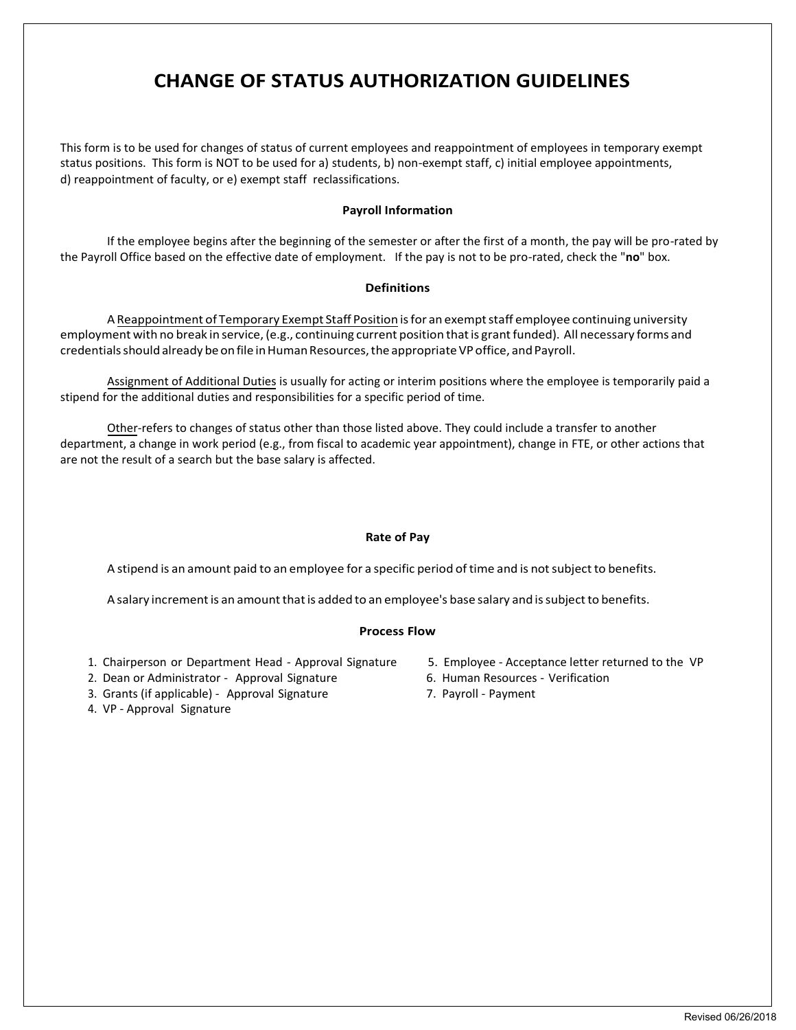# CHANGE OF STATUS AUTHORIZATION GUIDELINES

This form is to be used for changes of status of current employees and reappointment of employees in temporary exempt status positions. This form is NOT to be used for a) students, b) non-exempt staff, c) initial employee appointments, d) reappointment of faculty, or e) exempt staff reclassifications.

### Payroll Information

If the employee begins after the beginning of the semester or after the first of a month, the pay will be pro-rated by the Payroll Office based on the effective date of employment. If the pay is not to be pro-rated, check the "**no**" box.

### Definitions

A Reappointment of Temporary Exempt Staff Position is for an exempt staff employee continuing university employment with no break in service, (e.g., continuing current position that is grant funded). All necessary forms and credentials should already be on file in Human Resources, the appropriate VP office, and Payroll.

Assignment of Additional Duties is usually for acting or interim positions where the employee is temporarily paid a stipend for the additional duties and responsibilities for a specific period of time.

Other-refers to changes of status other than those listed above. They could include a transfer to another department, a change in work period (e.g., from fiscal to academic year appointment), change in FTE, or other actions that are not the result of a search but the base salary is affected.

### Rate of Pay

A stipend is an amount paid to an employee for a specific period of time and is not subject to benefits.

A salary increment is an amount that is added to an employee's base salary and is subject to benefits.

### Process Flow

1. Chairperson or Department Head - Approval Signature
2. Dean or Administrator - Approval Signature
3. Grants (if applicable) - Approval Signature
4. VP - Approval Signature
5. Employee - Acceptance letter returned to the VP
6. Human Resources - Verification
7. Payroll - Payment

Revised 06/26/2018